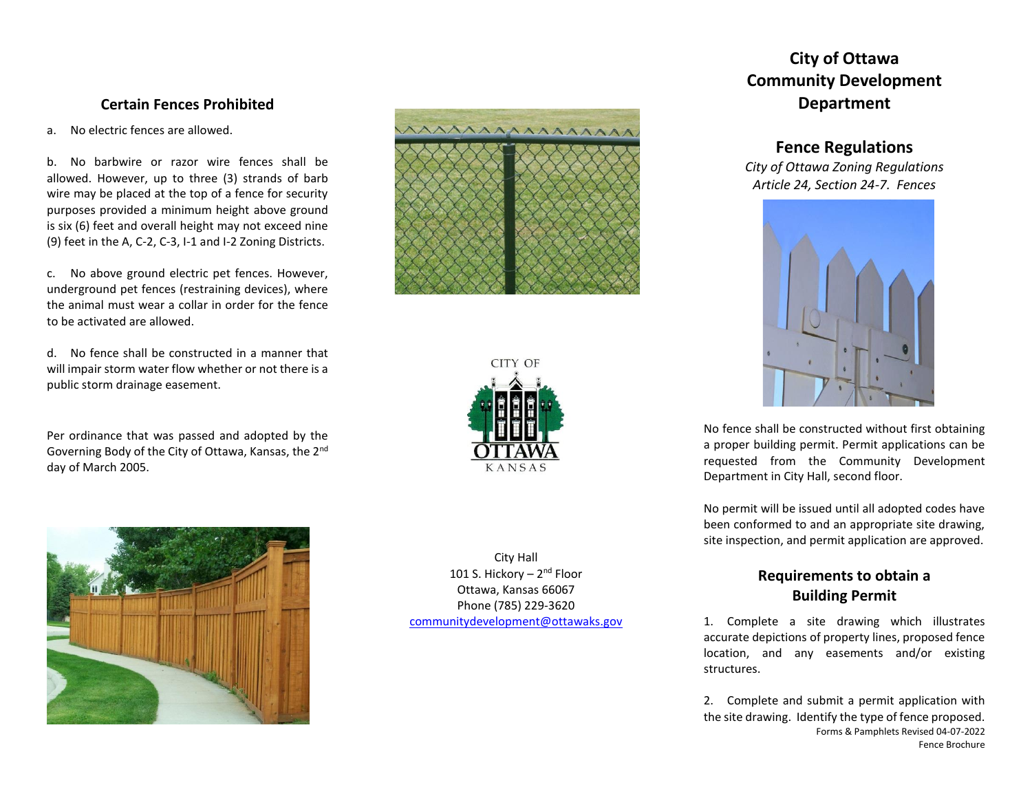## Certain Fences Prohibited

a. No electric fences are allowed.

b. No barbwire or razor wire fences shall be allowed. However, up to three (3) strands of barb wire may be placed at the top of a fence for security purposes provided a minimum height above ground is six (6) feet and overall height may not exceed nine (9) feet in the A, C-2, C-3, I-1 and I-2 Zoning Districts.

c. No above ground electric pet fences. However, underground pet fences (restraining devices), where the animal must wear a collar in order for the fence to be activated are allowed.

d. No fence shall be constructed in a manner that will impair storm water flow whether or not there is a public storm drainage easement.

Per ordinance that was passed and adopted by the Governing Body of the City of Ottawa, Kansas, the 2nd day of March 2005.

City Hall
101 S. Hickory – 2nd Floor
Ottawa, Kansas 66067
Phone (785) 229-3620
communitydevelopment@ottawaks.gov

# City of Ottawa Community Development Department

## Fence Regulations

*City of Ottawa Zoning Regulations*
*Article 24, Section 24-7. Fences*

No fence shall be constructed without first obtaining a proper building permit. Permit applications can be requested from the Community Development Department in City Hall, second floor.

No permit will be issued until all adopted codes have been conformed to and an appropriate site drawing, site inspection, and permit application are approved.

## Requirements to obtain a Building Permit

1. Complete a site drawing which illustrates accurate depictions of property lines, proposed fence location, and any easements and/or existing structures.

2. Complete and submit a permit application with the site drawing. Identify the type of fence proposed.

Forms & Pamphlets Revised 04-07-2022
Fence Brochure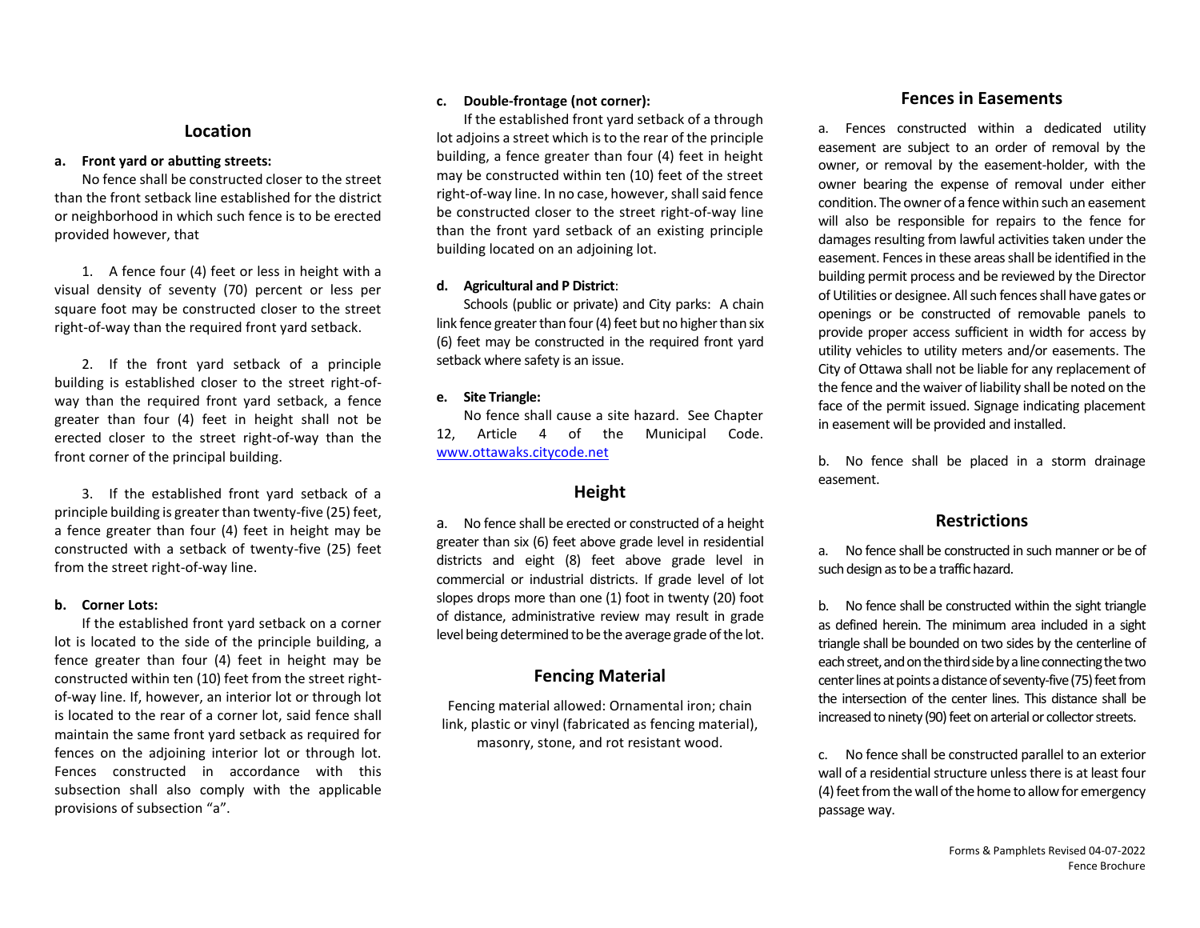## Location

**a. Front yard or abutting streets:**

No fence shall be constructed closer to the street than the front setback line established for the district or neighborhood in which such fence is to be erected provided however, that

1. A fence four (4) feet or less in height with a visual density of seventy (70) percent or less per square foot may be constructed closer to the street right-of-way than the required front yard setback.

2. If the front yard setback of a principle building is established closer to the street right-of-way than the required front yard setback, a fence greater than four (4) feet in height shall not be erected closer to the street right-of-way than the front corner of the principal building.

3. If the established front yard setback of a principle building is greater than twenty-five (25) feet, a fence greater than four (4) feet in height may be constructed with a setback of twenty-five (25) feet from the street right-of-way line.

**b. Corner Lots:**

If the established front yard setback on a corner lot is located to the side of the principle building, a fence greater than four (4) feet in height may be constructed within ten (10) feet from the street right-of-way line. If, however, an interior lot or through lot is located to the rear of a corner lot, said fence shall maintain the same front yard setback as required for fences on the adjoining interior lot or through lot. Fences constructed in accordance with this subsection shall also comply with the applicable provisions of subsection "a".

**c. Double-frontage (not corner):**

If the established front yard setback of a through lot adjoins a street which is to the rear of the principle building, a fence greater than four (4) feet in height may be constructed within ten (10) feet of the street right-of-way line. In no case, however, shall said fence be constructed closer to the street right-of-way line than the front yard setback of an existing principle building located on an adjoining lot.

**d. Agricultural and P District**:

Schools (public or private) and City parks: A chain link fence greater than four (4) feet but no higher than six (6) feet may be constructed in the required front yard setback where safety is an issue.

**e. Site Triangle:**

No fence shall cause a site hazard. See Chapter 12, Article 4 of the Municipal Code. www.ottawaks.citycode.net

## Height

a. No fence shall be erected or constructed of a height greater than six (6) feet above grade level in residential districts and eight (8) feet above grade level in commercial or industrial districts. If grade level of lot slopes drops more than one (1) foot in twenty (20) foot of distance, administrative review may result in grade level being determined to be the average grade of the lot.

## Fencing Material

Fencing material allowed: Ornamental iron; chain link, plastic or vinyl (fabricated as fencing material), masonry, stone, and rot resistant wood.

## Fences in Easements

a. Fences constructed within a dedicated utility easement are subject to an order of removal by the owner, or removal by the easement-holder, with the owner bearing the expense of removal under either condition. The owner of a fence within such an easement will also be responsible for repairs to the fence for damages resulting from lawful activities taken under the easement. Fences in these areas shall be identified in the building permit process and be reviewed by the Director of Utilities or designee. All such fences shall have gates or openings or be constructed of removable panels to provide proper access sufficient in width for access by utility vehicles to utility meters and/or easements. The City of Ottawa shall not be liable for any replacement of the fence and the waiver of liability shall be noted on the face of the permit issued. Signage indicating placement in easement will be provided and installed.

b. No fence shall be placed in a storm drainage easement.

## Restrictions

a. No fence shall be constructed in such manner or be of such design as to be a traffic hazard.

b. No fence shall be constructed within the sight triangle as defined herein. The minimum area included in a sight triangle shall be bounded on two sides by the centerline of each street, and on the third side by a line connecting the two center lines at points a distance of seventy-five (75) feet from the intersection of the center lines. This distance shall be increased to ninety (90) feet on arterial or collector streets.

c. No fence shall be constructed parallel to an exterior wall of a residential structure unless there is at least four (4) feet from the wall of the home to allow for emergency passage way.

Forms & Pamphlets Revised 04-07-2022
Fence Brochure